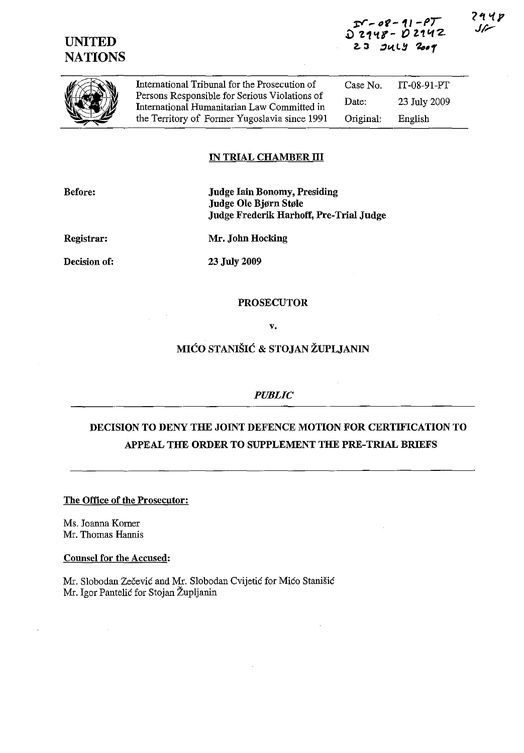IT-08-91-PT
D2948 - D2942
23 JULY 2009

2948
JR

**UNITED NATIONS**

| | | |
|---|---|---|
| International Tribunal for the Prosecution of Persons Responsible for Serious Violations of International Humanitarian Law Committed in the Territory of Former Yugoslavia since 1991 | Case No. | IT-08-91-PT |
| | Date: | 23 July 2009 |
| | Original: | English |

**IN TRIAL CHAMBER III**

**Before:** **Judge Iain Bonomy, Presiding**
**Judge Ole Bjørn Støle**
**Judge Frederik Harhoff, Pre-Trial Judge**

**Registrar:** **Mr. John Hocking**

**Decision of:** **23 July 2009**

**PROSECUTOR**

**v.**

**MIĆO STANIŠIĆ & STOJAN ŽUPLJANIN**

***PUBLIC***

**DECISION TO DENY THE JOINT DEFENCE MOTION FOR CERTIFICATION TO APPEAL THE ORDER TO SUPPLEMENT THE PRE-TRIAL BRIEFS**

**The Office of the Prosecutor:**

Ms. Joanna Korner
Mr. Thomas Hannis

**Counsel for the Accused:**

Mr. Slobodan Zečević and Mr. Slobodan Cvijetić for Mićo Stanišić
Mr. Igor Pantelić for Stojan Župljanin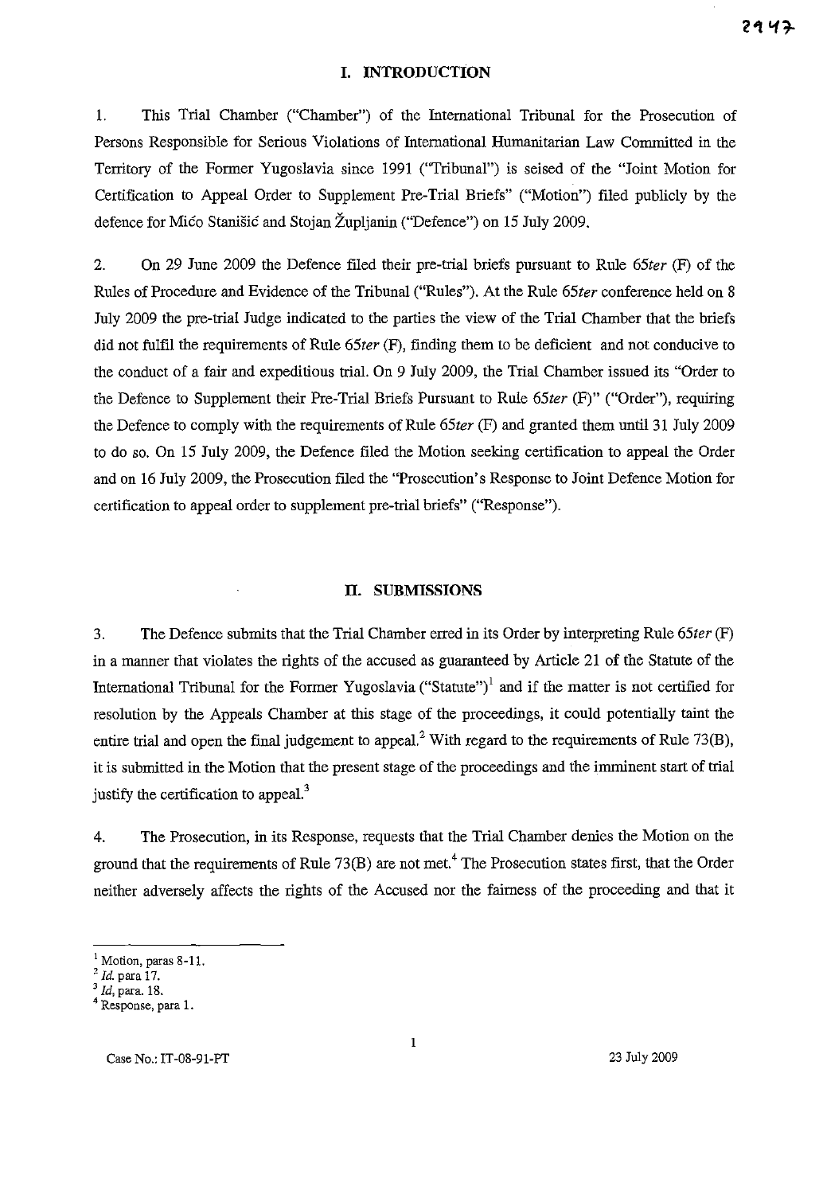## I. INTRODUCTION

1. This Trial Chamber ("Chamber") of the International Tribunal for the Prosecution of Persons Responsible for Serious Violations of International Humanitarian Law Committed in the Territory of the Former Yugoslavia since 1991 ("Tribunal") is seised of the "Joint Motion for Certification to Appeal Order to Supplement Pre-Trial Briefs" ("Motion") filed publicly by the defence for Mićo Stanišić and Stojan Župljanin ("Defence") on 15 July 2009.

2. On 29 June 2009 the Defence filed their pre-trial briefs pursuant to Rule 65*ter* (F) of the Rules of Procedure and Evidence of the Tribunal ("Rules"). At the Rule 65*ter* conference held on 8 July 2009 the pre-trial Judge indicated to the parties the view of the Trial Chamber that the briefs did not fulfil the requirements of Rule 65*ter* (F), finding them to be deficient and not conducive to the conduct of a fair and expeditious trial. On 9 July 2009, the Trial Chamber issued its "Order to the Defence to Supplement their Pre-Trial Briefs Pursuant to Rule 65*ter* (F)" ("Order"), requiring the Defence to comply with the requirements of Rule 65*ter* (F) and granted them until 31 July 2009 to do so. On 15 July 2009, the Defence filed the Motion seeking certification to appeal the Order and on 16 July 2009, the Prosecution filed the "Prosecution's Response to Joint Defence Motion for certification to appeal order to supplement pre-trial briefs" ("Response").

## II. SUBMISSIONS

3. The Defence submits that the Trial Chamber erred in its Order by interpreting Rule 65*ter* (F) in a manner that violates the rights of the accused as guaranteed by Article 21 of the Statute of the International Tribunal for the Former Yugoslavia ("Statute")[1] and if the matter is not certified for resolution by the Appeals Chamber at this stage of the proceedings, it could potentially taint the entire trial and open the final judgement to appeal.[2] With regard to the requirements of Rule 73(B), it is submitted in the Motion that the present stage of the proceedings and the imminent start of trial justify the certification to appeal.[3]

4. The Prosecution, in its Response, requests that the Trial Chamber denies the Motion on the ground that the requirements of Rule 73(B) are not met.[4] The Prosecution states first, that the Order neither adversely affects the rights of the Accused nor the fairness of the proceeding and that it

---

[1] Motion, paras 8-11.

[2] *Id.* para 17.

[3] *Id*, para. 18.

[4] Response, para 1.

Case No.: IT-08-91-PT 23 July 2009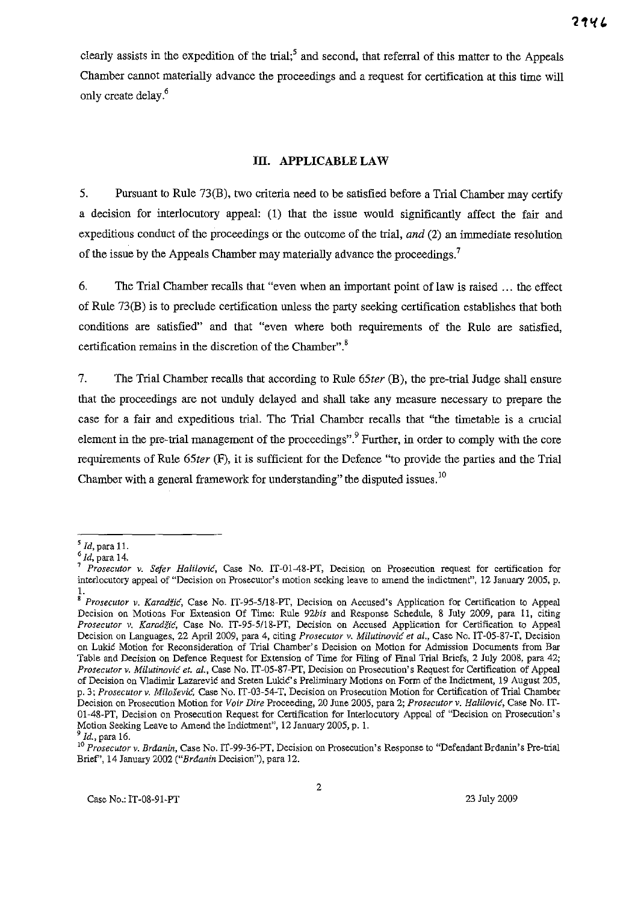clearly assists in the expedition of the trial;[5] and second, that referral of this matter to the Appeals Chamber cannot materially advance the proceedings and a request for certification at this time will only create delay.[6]

## III. APPLICABLE LAW

5. Pursuant to Rule 73(B), two criteria need to be satisfied before a Trial Chamber may certify a decision for interlocutory appeal: (1) that the issue would significantly affect the fair and expeditious conduct of the proceedings or the outcome of the trial, *and* (2) an immediate resolution of the issue by the Appeals Chamber may materially advance the proceedings.[7]

6. The Trial Chamber recalls that "even when an important point of law is raised ... the effect of Rule 73(B) is to preclude certification unless the party seeking certification establishes that both conditions are satisfied" and that "even where both requirements of the Rule are satisfied, certification remains in the discretion of the Chamber".[8]

7. The Trial Chamber recalls that according to Rule 65*ter* (B), the pre-trial Judge shall ensure that the proceedings are not unduly delayed and shall take any measure necessary to prepare the case for a fair and expeditious trial. The Trial Chamber recalls that "the timetable is a crucial element in the pre-trial management of the proceedings".[9] Further, in order to comply with the core requirements of Rule 65*ter* (F), it is sufficient for the Defence "to provide the parties and the Trial Chamber with a general framework for understanding" the disputed issues.[10]

---

[5] *Id*, para 11.

[6] *Id*, para 14.

[7] *Prosecutor v. Sefer Halilović*, Case No. IT-01-48-PT, Decision on Prosecution request for certification for interlocutory appeal of "Decision on Prosecutor's motion seeking leave to amend the indictment", 12 January 2005, p. 1.

[8] *Prosecutor v. Karadžić*, Case No. IT-95-5/18-PT, Decision on Accused's Application for Certification to Appeal Decision on Motions For Extension Of Time: Rule 92*bis* and Response Schedule, 8 July 2009, para 11, citing *Prosecutor v. Karadžić*, Case No. IT-95-5/18-PT, Decision on Accused Application for Certification to Appeal Decision on Languages, 22 April 2009, para 4, citing *Prosecutor v. Milutinović et al.*, Case No. IT-05-87-T, Decision on Lukić Motion for Reconsideration of Trial Chamber's Decision on Motion for Admission Documents from Bar Table and Decision on Defence Request for Extension of Time for Filing of Final Trial Briefs, 2 July 2008, para 42; *Prosecutor v. Milutinović et. al.*, Case No. IT-05-87-PT, Decision on Prosecution's Request for Certification of Appeal of Decision on Vladimir Lazarević and Sreten Lukić's Preliminary Motions on Form of the Indictment, 19 August 205, p. 3; *Prosecutor v. Milošević*, Case No. IT-03-54-T, Decision on Prosecution Motion for Certification of Trial Chamber Decision on Prosecution Motion for *Voir Dire* Proceeding, 20 June 2005, para 2; *Prosecutor v. Halilović*, Case No. IT-01-48-PT, Decision on Prosecution Request for Certification for Interlocutory Appeal of "Decision on Prosecution's Motion Seeking Leave to Amend the Indictment", 12 January 2005, p. 1.

[9] *Id.*, para 16.

[10] *Prosecutor v. Brđanin*, Case No. IT-99-36-PT, Decision on Prosecution's Response to "Defendant Brđanin's Pre-trial Brief", 14 January 2002 ("*Brđanin* Decision"), para 12.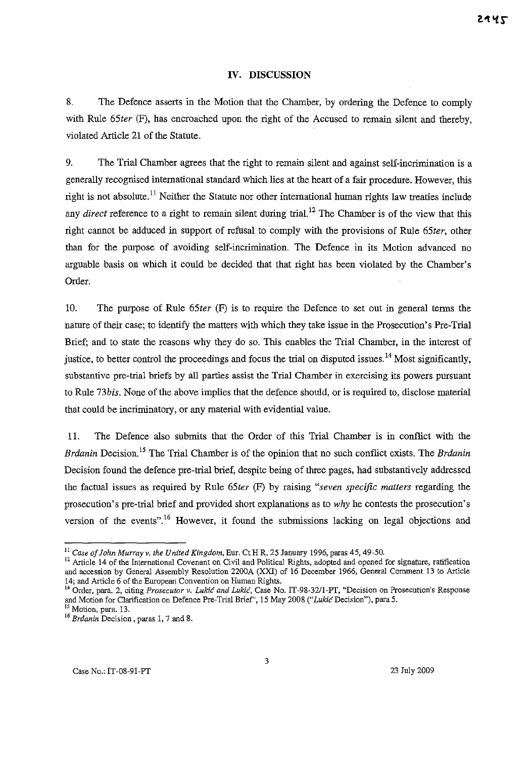## IV. DISCUSSION

8. The Defence asserts in the Motion that the Chamber, by ordering the Defence to comply with Rule 65*ter* (F), has encroached upon the right of the Accused to remain silent and thereby, violated Article 21 of the Statute.

9. The Trial Chamber agrees that the right to remain silent and against self-incrimination is a generally recognised international standard which lies at the heart of a fair procedure. However, this right is not absolute.[11] Neither the Statute nor other international human rights law treaties include any *direct* reference to a right to remain silent during trial.[12] The Chamber is of the view that this right cannot be adduced in support of refusal to comply with the provisions of Rule 65*ter*, other than for the purpose of avoiding self-incrimination. The Defence in its Motion advanced no arguable basis on which it could be decided that that right has been violated by the Chamber's Order.

10. The purpose of Rule 65*ter* (F) is to require the Defence to set out in general terms the nature of their case; to identify the matters with which they take issue in the Prosecution's Pre-Trial Brief; and to state the reasons why they do so. This enables the Trial Chamber, in the interest of justice, to better control the proceedings and focus the trial on disputed issues.[14] Most significantly, substantive pre-trial briefs by all parties assist the Trial Chamber in exercising its powers pursuant to Rule 73*bis*. None of the above implies that the defence should, or is required to, disclose material that could be incriminatory, or any material with evidential value.

11. The Defence also submits that the Order of this Trial Chamber is in conflict with the *Brđanin* Decision.[15] The Trial Chamber is of the opinion that no such conflict exists. The *Brđanin* Decision found the defence pre-trial brief, despite being of three pages, had substantively addressed the factual issues as required by Rule 65*ter* (F) by raising "*seven specific matters* regarding the prosecution's pre-trial brief and provided short explanations as to *why* he contests the prosecution's version of the events".[16] However, it found the submissions lacking on legal objections and

---

[11] *Case of John Murray v. the United Kingdom*, Eur. Ct H R, 25 January 1996, paras 45, 49-50.

[12] Article 14 of the International Covenant on Civil and Political Rights, adopted and opened for signature, ratification and accession by General Assembly Resolution 2200A (XXI) of 16 December 1966, General Comment 13 to Article 14; and Article 6 of the European Convention on Human Rights.

[14] Order, para. 2, citing *Prosecutor v. Lukić and Lukić*, Case No. IT-98-32/1-PT, "Decision on Prosecution's Response and Motion for Clarification on Defence Pre-Trial Brief", 15 May 2008 ("*Lukić* Decision"), para 5.

[15] Motion, para. 13.

[16] *Brđanin* Decision , paras 1, 7 and 8.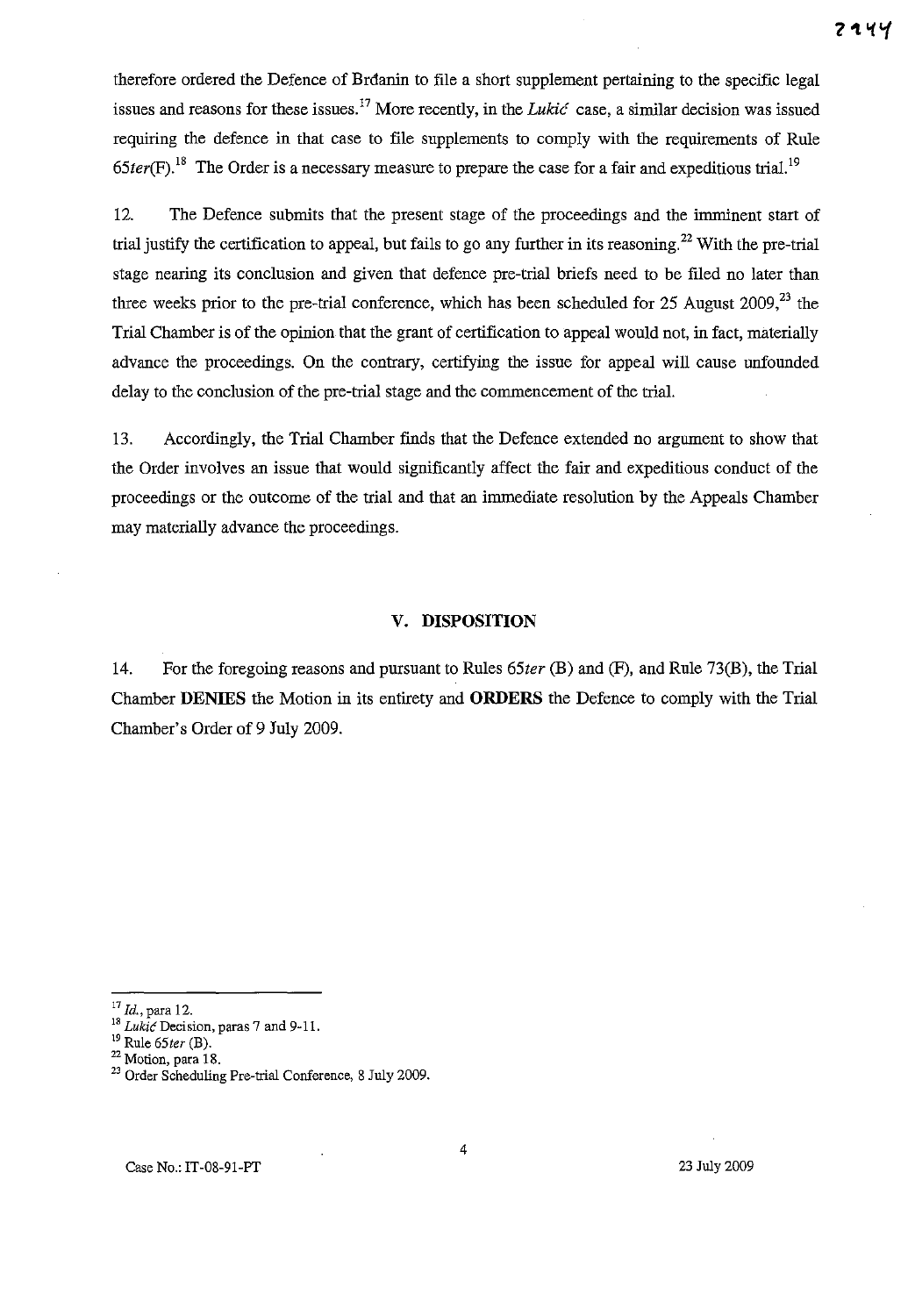therefore ordered the Defence of Brđanin to file a short supplement pertaining to the specific legal issues and reasons for these issues.[17] More recently, in the *Lukić* case, a similar decision was issued requiring the defence in that case to file supplements to comply with the requirements of Rule 65*ter*(F).[18] The Order is a necessary measure to prepare the case for a fair and expeditious trial.[19]

12. The Defence submits that the present stage of the proceedings and the imminent start of trial justify the certification to appeal, but fails to go any further in its reasoning.[22] With the pre-trial stage nearing its conclusion and given that defence pre-trial briefs need to be filed no later than three weeks prior to the pre-trial conference, which has been scheduled for 25 August 2009,[23] the Trial Chamber is of the opinion that the grant of certification to appeal would not, in fact, materially advance the proceedings. On the contrary, certifying the issue for appeal will cause unfounded delay to the conclusion of the pre-trial stage and the commencement of the trial.

13. Accordingly, the Trial Chamber finds that the Defence extended no argument to show that the Order involves an issue that would significantly affect the fair and expeditious conduct of the proceedings or the outcome of the trial and that an immediate resolution by the Appeals Chamber may materially advance the proceedings.

## V. DISPOSITION

14. For the foregoing reasons and pursuant to Rules 65*ter* (B) and (F), and Rule 73(B), the Trial Chamber **DENIES** the Motion in its entirety and **ORDERS** the Defence to comply with the Trial Chamber's Order of 9 July 2009.

---

[17] *Id.*, para 12.
[18] *Lukić* Decision, paras 7 and 9-11.
[19] Rule 65*ter* (B).
[22] Motion, para 18.
[23] Order Scheduling Pre-trial Conference, 8 July 2009.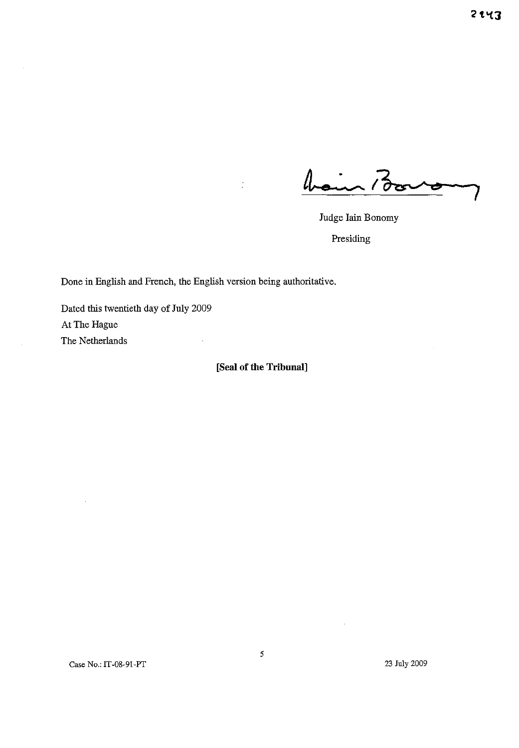Judge Iain Bonomy

Presiding

Done in English and French, the English version being authoritative.

Dated this twentieth day of July 2009
At The Hague
The Netherlands

**[Seal of the Tribunal]**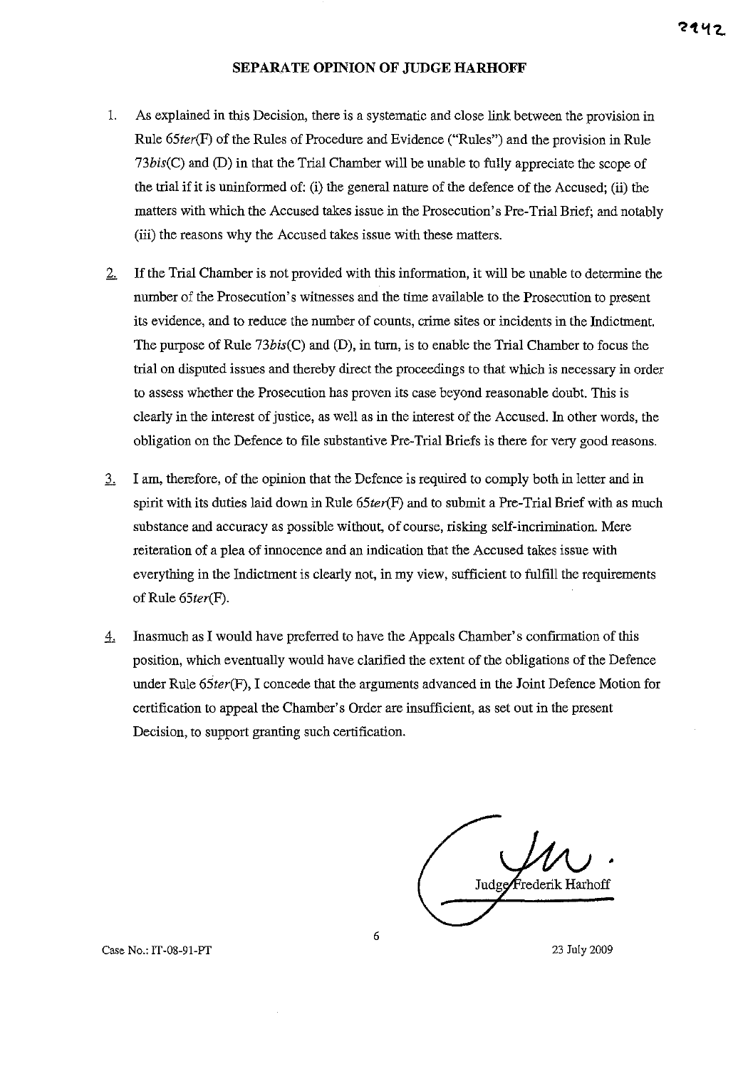## SEPARATE OPINION OF JUDGE HARHOFF

1. As explained in this Decision, there is a systematic and close link between the provision in Rule 65*ter*(F) of the Rules of Procedure and Evidence ("Rules") and the provision in Rule 73*bis*(C) and (D) in that the Trial Chamber will be unable to fully appreciate the scope of the trial if it is uninformed of: (i) the general nature of the defence of the Accused; (ii) the matters with which the Accused takes issue in the Prosecution's Pre-Trial Brief; and notably (iii) the reasons why the Accused takes issue with these matters.

2. If the Trial Chamber is not provided with this information, it will be unable to determine the number of the Prosecution's witnesses and the time available to the Prosecution to present its evidence, and to reduce the number of counts, crime sites or incidents in the Indictment. The purpose of Rule 73*bis*(C) and (D), in turn, is to enable the Trial Chamber to focus the trial on disputed issues and thereby direct the proceedings to that which is necessary in order to assess whether the Prosecution has proven its case beyond reasonable doubt. This is clearly in the interest of justice, as well as in the interest of the Accused. In other words, the obligation on the Defence to file substantive Pre-Trial Briefs is there for very good reasons.

3. I am, therefore, of the opinion that the Defence is required to comply both in letter and in spirit with its duties laid down in Rule 65*ter*(F) and to submit a Pre-Trial Brief with as much substance and accuracy as possible without, of course, risking self-incrimination. Mere reiteration of a plea of innocence and an indication that the Accused takes issue with everything in the Indictment is clearly not, in my view, sufficient to fulfill the requirements of Rule 65*ter*(F).

4. Inasmuch as I would have preferred to have the Appeals Chamber's confirmation of this position, which eventually would have clarified the extent of the obligations of the Defence under Rule 65*ter*(F), I concede that the arguments advanced in the Joint Defence Motion for certification to appeal the Chamber's Order are insufficient, as set out in the present Decision, to support granting such certification.

Judge Frederik Harhoff

Case No.: IT-08-91-PT

23 July 2009